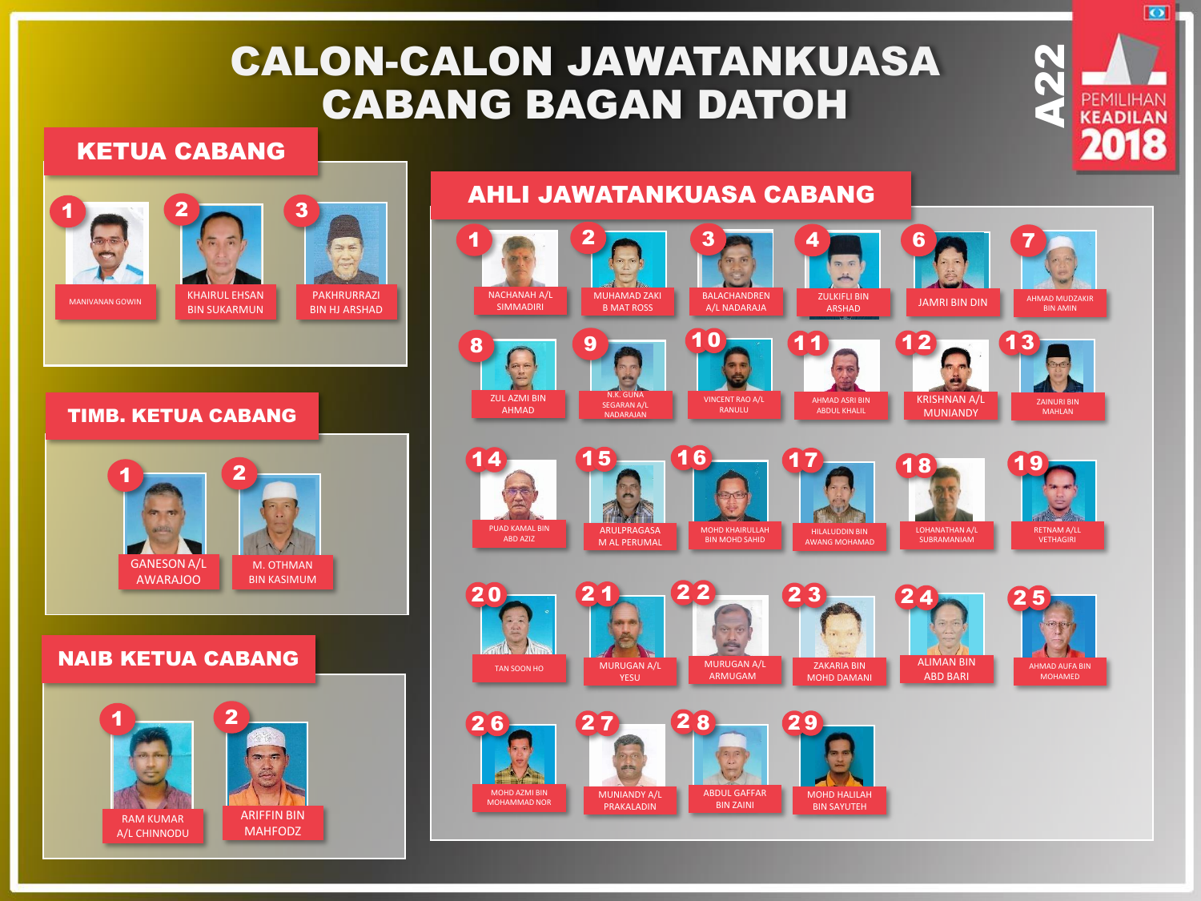# CALON-CALON JAWATANKUASA CABANG BAGAN DATOH

A22 PEMILIHAN KEADILAN 2018

## KETUA CABANG

1. MANIVANAN GOWIN
2. KHAIRUL EHSAN BIN SUKARMUN
3. PAKHRURRAZI BIN HJ ARSHAD

## TIMB. KETUA CABANG

1. GANESON A/L AWARAJOO
2. M. OTHMAN BIN KASIMUM

## NAIB KETUA CABANG

1. RAM KUMAR A/L CHINNODU
2. ARIFFIN BIN MAHFODZ

## AHLI JAWATANKUASA CABANG

1. NACHANAH A/L SIMMADIRI
2. MUHAMAD ZAKI B MAT ROSS
3. BALACHANDREN A/L NADARAJA
4. ZULKIFLI BIN ARSHAD
6. JAMRI BIN DIN
7. AHMAD MUDZAKIR BIN AMIN
8. ZUL AZMI BIN AHMAD
9. N.K. GUNA SEGARAN A/L NADARAJAN
10. VINCENT RAO A/L RANULU
11. AHMAD ASRI BIN ABDUL KHALIL
12. KRISHNAN A/L MUNIANDY
13. ZAINURI BIN MAHLAN
14. PUAD KAMAL BIN ABD AZIZ
15. ARULPRAGASA M AL PERUMAL
16. MOHD KHAIRULLAH BIN MOHD SAHID
17. HILALUDDIN BIN AWANG MOHAMAD
18. LOHANATHAN A/L SUBRAMANIAM
19. RETNAM A/LL VETHAGIRI
20. TAN SOON HO
21. MURUGAN A/L YESU
22. MURUGAN A/L ARMUGAM
23. ZAKARIA BIN MOHD DAMANI
24. ALIMAN BIN ABD BARI
25. AHMAD AUFA BIN MOHAMED
26. MOHD AZMI BIN MOHAMMAD NOR
27. MUNIANDY A/L PRAKALADIN
28. ABDUL GAFFAR BIN ZAINI
29. MOHD HALILAH BIN SAYUTEH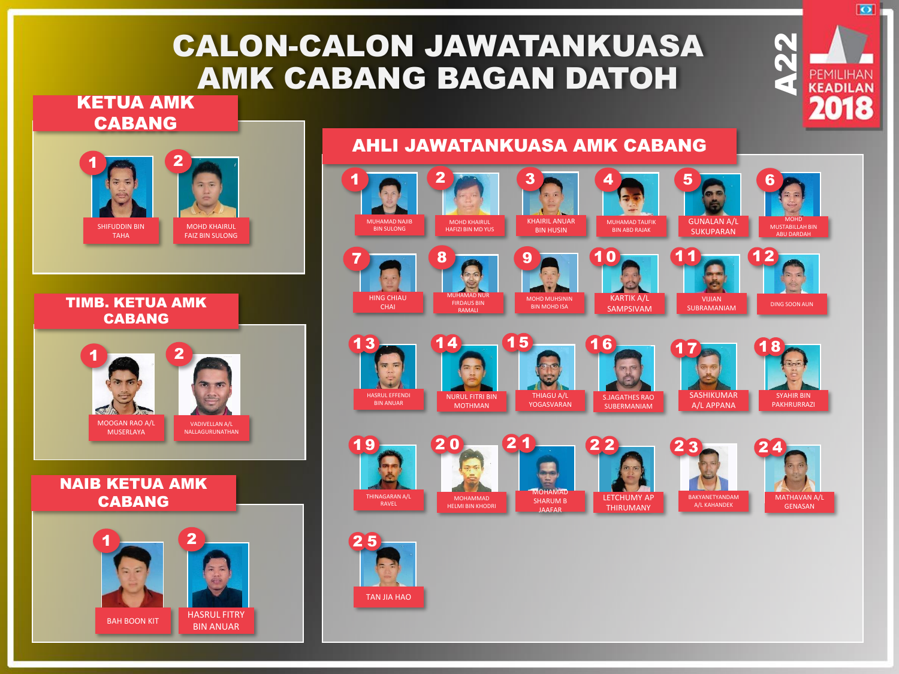# CALON-CALON JAWATANKUASA AMK CABANG BAGAN DATOH

A22

PEMILIHAN KEADILAN 2018

## KETUA AMK CABANG

1. SHIFUDDIN BIN TAHA
2. MOHD KHAIRUL FAIZ BIN SULONG

## TIMB. KETUA AMK CABANG

1. MOOGAN RAO A/L MUSERLAYA
2. VADIVELLAN A/L NALLAGURUNATHAN

## NAIB KETUA AMK CABANG

1. BAH BOON KIT
2. HASRUL FITRY BIN ANUAR

## AHLI JAWATANKUASA AMK CABANG

1. MUHAMAD NAJIB BIN SULONG
2. MOHD KHAIRUL HAFIZI BIN MD YUS
3. KHAIRIL ANUAR BIN HUSIN
4. MUHAMAD TAUFIK BIN ABD RAJAK
5. GUNALAN A/L SUKUPARAN
6. MOHD MUSTABILLAH BIN ABU DARDAH
7. HING CHIAU CHAI
8. MUHAMAD NUR FIRDAUS BIN RAMALI
9. MOHD MUHSININ BIN MOHD ISA
10. KARTIK A/L SAMPSIVAM
11. VIJIAN SUBRAMANIAM
12. DING SOON AUN
13. HASRUL EFFENDI BIN ANUAR
14. NURUL FITRI BIN MOTHMAN
15. THIAGU A/L YOGASVARAN
16. S.JAGATHES RAO SUBERMANIAM
17. SASHIKUMAR A/L APPANA
18. SYAHIR BIN PAKHRURRAZI
19. THINAGARAN A/L RAVEL
20. MOHAMMAD HELMI BIN KHODRI
21. MOHAMAD SHARUM B JAAFAR
22. LETCHUMY AP THIRUMANY
23. BAKYANETYANDAM A/L KAHANDEK
24. MATHAVAN A/L GENASAN
25. TAN JIA HAO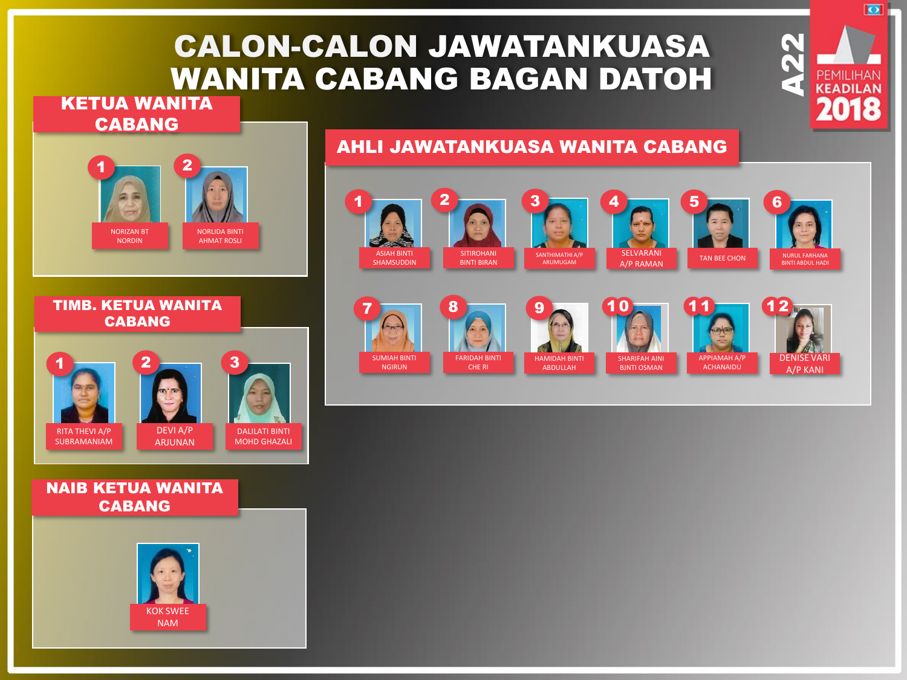# CALON-CALON JAWATANKUASA WANITA CABANG BAGAN DATOH

A22

PEMILIHAN KEADILAN 2018

## KETUA WANITA CABANG

1. NORIZAN BT NORDIN
2. NORLIDA BINTI AHMAT ROSLI

## TIMB. KETUA WANITA CABANG

1. RITA THEVI A/P SUBRAMANIAM
2. DEVI A/P ARJUNAN
3. DALILATI BINTI MOHD GHAZALI

## NAIB KETUA WANITA CABANG

KOK SWEE NAM

## AHLI JAWATANKUASA WANITA CABANG

1. ASIAH BINTI SHAMSUDDIN
2. SITIROHANI BINTI BIRAN
3. SANTHIMATHI A/P ARUMUGAM
4. SELVARANI A/P RAMAN
5. TAN BEE CHON
6. NURUL FARHANA BINTI ABDUL HADI
7. SUMIAH BINTI NGIRUN
8. FARIDAH BINTI CHE RI
9. HAMIDAH BINTI ABDULLAH
10. SHARIFAH AINI BINTI OSMAN
11. APPIAMAH A/P ACHANAIDU
12. DENISE VARI A/P KANI